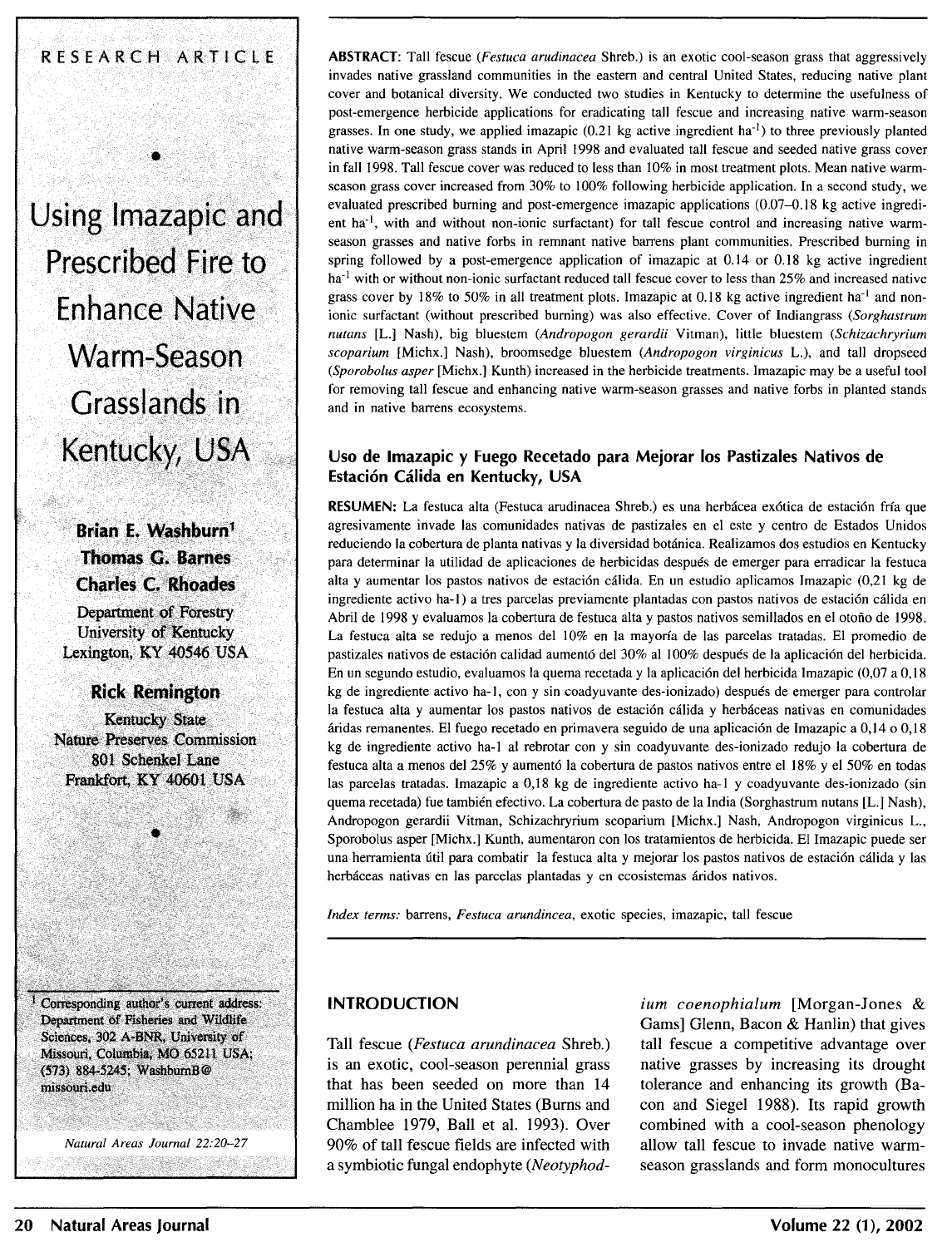RESEARCH ARTICLE

# Using Imazapic and Prescribed Fire to Enhance Native Warm-Season Grasslands in Kentucky, USA

**Brian E. Washburn**[1]
**Thomas G. Barnes**
**Charles C. Rhoades**
Department of Forestry
University of Kentucky
Lexington, KY 40546 USA

**Rick Remington**
Kentucky State
Nature Preserves Commission
801 Schenkel Lane
Frankfort, KY 40601 USA

[1] Corresponding author's current address: Department of Fisheries and Wildlife Sciences, 302 A-BNR, University of Missouri, Columbia, MO 65211 USA; (573) 884-5245; WashburnB@missouri.edu

*Natural Areas Journal 22:20–27*

**ABSTRACT**: Tall fescue (*Festuca arudinacea* Shreb.) is an exotic cool-season grass that aggressively invades native grassland communities in the eastern and central United States, reducing native plant cover and botanical diversity. We conducted two studies in Kentucky to determine the usefulness of post-emergence herbicide applications for eradicating tall fescue and increasing native warm-season grasses. In one study, we applied imazapic (0.21 kg active ingredient $ha^{-1}$) to three previously planted native warm-season grass stands in April 1998 and evaluated tall fescue and seeded native grass cover in fall 1998. Tall fescue cover was reduced to less than 10% in most treatment plots. Mean native warm-season grass cover increased from 30% to 100% following herbicide application. In a second study, we evaluated prescribed burning and post-emergence imazapic applications (0.07–0.18 kg active ingredient $ha^{-1}$, with and without non-ionic surfactant) for tall fescue control and increasing native warm-season grasses and native forbs in remnant native barrens plant communities. Prescribed burning in spring followed by a post-emergence application of imazapic at 0.14 or 0.18 kg active ingredient $ha^{-1}$ with or without non-ionic surfactant reduced tall fescue cover to less than 25% and increased native grass cover by 18% to 50% in all treatment plots. Imazapic at 0.18 kg active ingredient $ha^{-1}$ and non-ionic surfactant (without prescribed burning) was also effective. Cover of Indiangrass (*Sorghastrum nutans* [L.] Nash), big bluestem (*Andropogon gerardii* Vitman), little bluestem (*Schizachryrium scoparium* [Michx.] Nash), broomsedge bluestem (*Andropogon virginicus* L.), and tall dropseed (*Sporobolus asper* [Michx.] Kunth) increased in the herbicide treatments. Imazapic may be a useful tool for removing tall fescue and enhancing native warm-season grasses and native forbs in planted stands and in native barrens ecosystems.

## Uso de Imazapic y Fuego Recetado para Mejorar los Pastizales Nativos de Estación Cálida en Kentucky, USA

**RESUMEN:** La festuca alta (Festuca arudinacea Shreb.) es una herbácea exótica de estación fría que agresivamente invade las comunidades nativas de pastizales en el este y centro de Estados Unidos reduciendo la cobertura de planta nativas y la diversidad botánica. Realizamos dos estudios en Kentucky para determinar la utilidad de aplicaciones de herbicidas después de emerger para erradicar la festuca alta y aumentar los pastos nativos de estación cálida. En un estudio aplicamos Imazapic (0,21 kg de ingrediente activo ha-1) a tres parcelas previamente plantadas con pastos nativos de estación cálida en Abril de 1998 y evaluamos la cobertura de festuca alta y pastos nativos semillados en el otoño de 1998. La festuca alta se redujo a menos del 10% en la mayoría de las parcelas tratadas. El promedio de pastizales nativos de estación calidad aumentó del 30% al 100% después de la aplicación del herbicida. En un segundo estudio, evaluamos la quema recetada y la aplicación del herbicida Imazapic (0,07 a 0,18 kg de ingrediente activo ha-1, con y sin coadyuvante des-ionizado) después de emerger para controlar la festuca alta y aumentar los pastos nativos de estación cálida y herbáceas nativas en comunidades áridas remanentes. El fuego recetado en primavera seguido de una aplicación de Imazapic a 0,14 o 0,18 kg de ingrediente activo ha-1 al rebrotar con y sin coadyuvante des-ionizado redujo la cobertura de festuca alta a menos del 25% y aumentó la cobertura de pastos nativos entre el 18% y el 50% en todas las parcelas tratadas. Imazapic a 0,18 kg de ingrediente activo ha-1 y coadyuvante des-ionizado (sin quema recetada) fue también efectivo. La cobertura de pasto de la India (Sorghastrum nutans [L.] Nash), Andropogon gerardii Vitman, Schizachryrium scoparium [Michx.] Nash, Andropogon virginicus L., Sporobolus asper [Michx.] Kunth, aumentaron con los tratamientos de herbicida. El Imazapic puede ser una herramienta útil para combatir la festuca alta y mejorar los pastos nativos de estación cálida y las herbáceas nativas en las parcelas plantadas y en ecosistemas áridos nativos.

*Index terms:* barrens, *Festuca arundincea*, exotic species, imazapic, tall fescue

## INTRODUCTION

Tall fescue (*Festuca arundinacea* Shreb.) is an exotic, cool-season perennial grass that has been seeded on more than 14 million ha in the United States (Burns and Chamblee 1979, Ball et al. 1993). Over 90% of tall fescue fields are infected with a symbiotic fungal endophyte (*Neotyphodium coenophialum* [Morgan-Jones & Gams] Glenn, Bacon & Hanlin) that gives tall fescue a competitive advantage over native grasses by increasing its drought tolerance and enhancing its growth (Bacon and Siegel 1988). Its rapid growth combined with a cool-season phenology allow tall fescue to invade native warm-season grasslands and form monocultures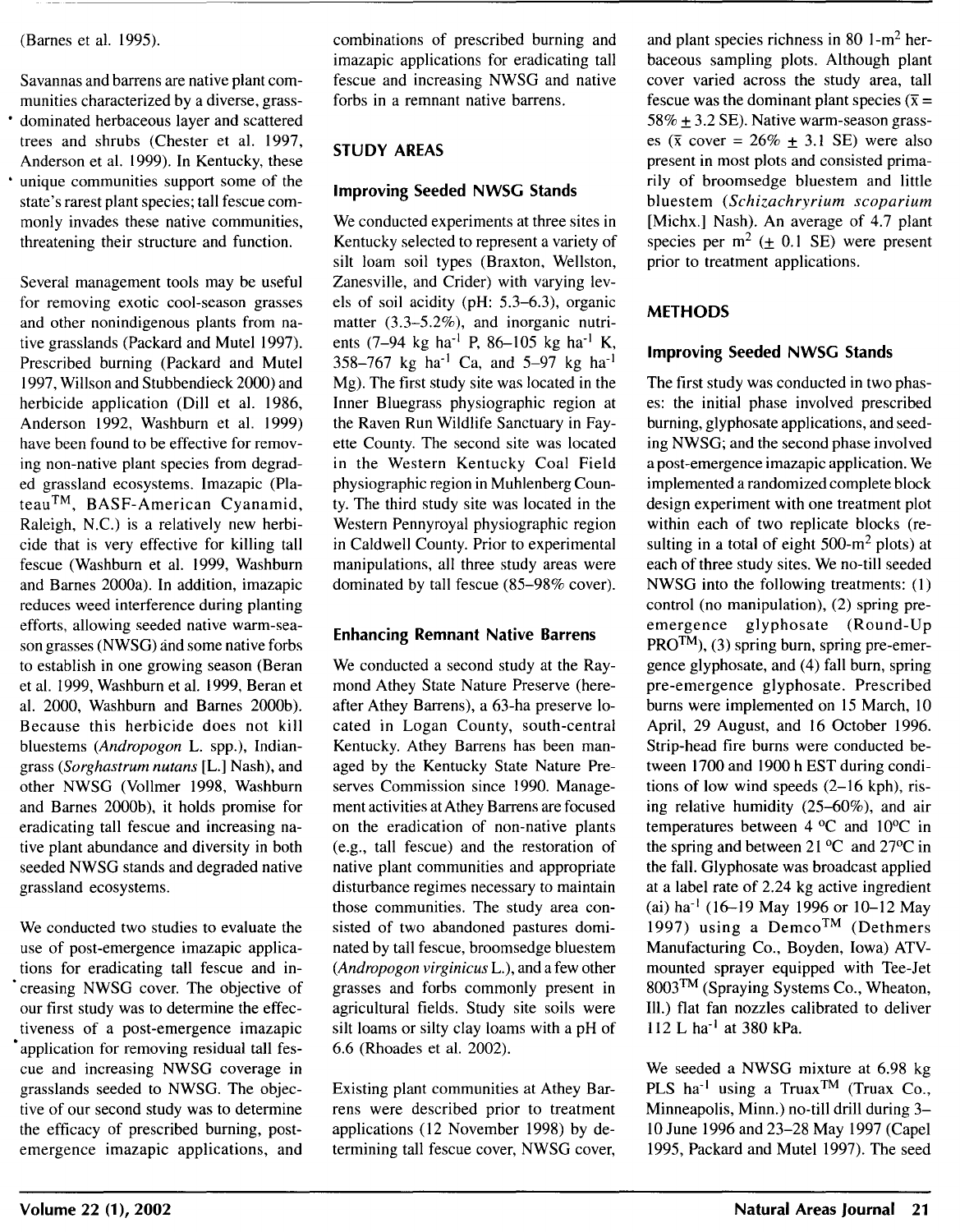(Barnes et al. 1995).

Savannas and barrens are native plant communities characterized by a diverse, grass-dominated herbaceous layer and scattered trees and shrubs (Chester et al. 1997, Anderson et al. 1999). In Kentucky, these unique communities support some of the state's rarest plant species; tall fescue commonly invades these native communities, threatening their structure and function.

Several management tools may be useful for removing exotic cool-season grasses and other nonindigenous plants from native grasslands (Packard and Mutel 1997). Prescribed burning (Packard and Mutel 1997, Willson and Stubbendieck 2000) and herbicide application (Dill et al. 1986, Anderson 1992, Washburn et al. 1999) have been found to be effective for removing non-native plant species from degraded grassland ecosystems. Imazapic (Plateau™, BASF-American Cyanamid, Raleigh, N.C.) is a relatively new herbicide that is very effective for killing tall fescue (Washburn et al. 1999, Washburn and Barnes 2000a). In addition, imazapic reduces weed interference during planting efforts, allowing seeded native warm-season grasses (NWSG) and some native forbs to establish in one growing season (Beran et al. 1999, Washburn et al. 1999, Beran et al. 2000, Washburn and Barnes 2000b). Because this herbicide does not kill bluestems (*Andropogon* L. spp.), Indiangrass (*Sorghastrum nutans* [L.] Nash), and other NWSG (Vollmer 1998, Washburn and Barnes 2000b), it holds promise for eradicating tall fescue and increasing native plant abundance and diversity in both seeded NWSG stands and degraded native grassland ecosystems.

We conducted two studies to evaluate the use of post-emergence imazapic applications for eradicating tall fescue and increasing NWSG cover. The objective of our first study was to determine the effectiveness of a post-emergence imazapic application for removing residual tall fescue and increasing NWSG coverage in grasslands seeded to NWSG. The objective of our second study was to determine the efficacy of prescribed burning, post-emergence imazapic applications, and combinations of prescribed burning and imazapic applications for eradicating tall fescue and increasing NWSG and native forbs in a remnant native barrens.

## STUDY AREAS

### Improving Seeded NWSG Stands

We conducted experiments at three sites in Kentucky selected to represent a variety of silt loam soil types (Braxton, Wellston, Zanesville, and Crider) with varying levels of soil acidity (pH: 5.3–6.3), organic matter (3.3–5.2%), and inorganic nutrients (7–94 kg $ha^{-1}$ P, 86–105 kg $ha^{-1}$ K, 358–767 kg $ha^{-1}$ Ca, and 5–97 kg $ha^{-1}$ Mg). The first study site was located in the Inner Bluegrass physiographic region at the Raven Run Wildlife Sanctuary in Fayette County. The second site was located in the Western Kentucky Coal Field physiographic region in Muhlenberg County. The third study site was located in the Western Pennyroyal physiographic region in Caldwell County. Prior to experimental manipulations, all three study areas were dominated by tall fescue (85–98% cover).

### Enhancing Remnant Native Barrens

We conducted a second study at the Raymond Athey State Nature Preserve (hereafter Athey Barrens), a 63-ha preserve located in Logan County, south-central Kentucky. Athey Barrens has been managed by the Kentucky State Nature Preserves Commission since 1990. Management activities at Athey Barrens are focused on the eradication of non-native plants (e.g., tall fescue) and the restoration of native plant communities and appropriate disturbance regimes necessary to maintain those communities. The study area consisted of two abandoned pastures dominated by tall fescue, broomsedge bluestem (*Andropogon virginicus* L.), and a few other grasses and forbs commonly present in agricultural fields. Study site soils were silt loams or silty clay loams with a pH of 6.6 (Rhoades et al. 2002).

Existing plant communities at Athey Barrens were described prior to treatment applications (12 November 1998) by determining tall fescue cover, NWSG cover, and plant species richness in 80 1-$m^2$ herbaceous sampling plots. Although plant cover varied across the study area, tall fescue was the dominant plant species ($\bar{x}$ = 58% ± 3.2 SE). Native warm-season grasses ($\bar{x}$ cover = 26% ± 3.1 SE) were also present in most plots and consisted primarily of broomsedge bluestem and little bluestem (*Schizachryrium scoparium* [Michx.] Nash). An average of 4.7 plant species per $m^2$ (± 0.1 SE) were present prior to treatment applications.

## METHODS

### Improving Seeded NWSG Stands

The first study was conducted in two phases: the initial phase involved prescribed burning, glyphosate applications, and seeding NWSG; and the second phase involved a post-emergence imazapic application. We implemented a randomized complete block design experiment with one treatment plot within each of two replicate blocks (resulting in a total of eight 500-$m^2$ plots) at each of three study sites. We no-till seeded NWSG into the following treatments: (1) control (no manipulation), (2) spring pre-emergence glyphosate (Round-Up PRO™), (3) spring burn, spring pre-emergence glyphosate, and (4) fall burn, spring pre-emergence glyphosate. Prescribed burns were implemented on 15 March, 10 April, 29 August, and 16 October 1996. Strip-head fire burns were conducted between 1700 and 1900 h EST during conditions of low wind speeds (2–16 kph), rising relative humidity (25–60%), and air temperatures between 4 °C and 10°C in the spring and between 21 °C and 27°C in the fall. Glyphosate was broadcast applied at a label rate of 2.24 kg active ingredient (ai) $ha^{-1}$ (16–19 May 1996 or 10–12 May 1997) using a Demco™ (Dethmers Manufacturing Co., Boyden, Iowa) ATV-mounted sprayer equipped with Tee-Jet 8003™ (Spraying Systems Co., Wheaton, Ill.) flat fan nozzles calibrated to deliver 112 L $ha^{-1}$ at 380 kPa.

We seeded a NWSG mixture at 6.98 kg PLS $ha^{-1}$ using a Truax™ (Truax Co., Minneapolis, Minn.) no-till drill during 3–10 June 1996 and 23–28 May 1997 (Capel 1995, Packard and Mutel 1997). The seed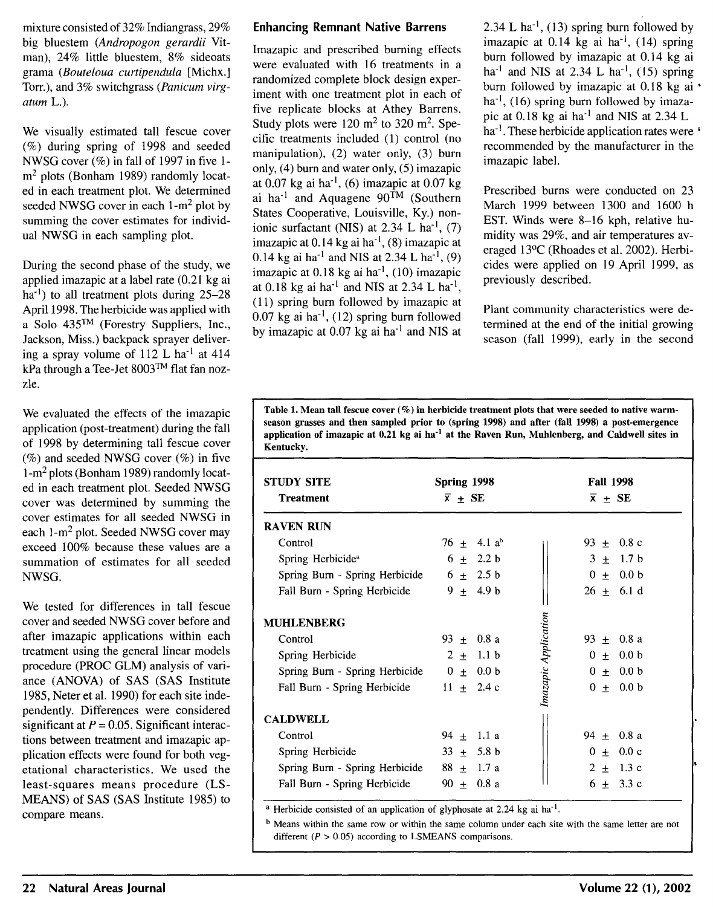mixture consisted of 32% Indiangrass, 29% big bluestem (*Andropogon gerardii* Vitman), 24% little bluestem, 8% sideoats grama (*Bouteloua curtipendula* [Michx.] Torr.), and 3% switchgrass (*Panicum virgatum* L.).

We visually estimated tall fescue cover (%) during spring of 1998 and seeded NWSG cover (%) in fall of 1997 in five 1-$m^2$ plots (Bonham 1989) randomly located in each treatment plot. We determined seeded NWSG cover in each 1-$m^2$ plot by summing the cover estimates for individual NWSG in each sampling plot.

During the second phase of the study, we applied imazapic at a label rate (0.21 kg ai $ha^{-1}$) to all treatment plots during 25–28 April 1998. The herbicide was applied with a Solo 435™ (Forestry Suppliers, Inc., Jackson, Miss.) backpack sprayer delivering a spray volume of 112 L $ha^{-1}$ at 414 kPa through a Tee-Jet 8003™ flat fan nozzle.

We evaluated the effects of the imazapic application (post-treatment) during the fall of 1998 by determining tall fescue cover (%) and seeded NWSG cover (%) in five 1-$m^2$ plots (Bonham 1989) randomly located in each treatment plot. Seeded NWSG cover was determined by summing the cover estimates for all seeded NWSG in each 1-$m^2$ plot. Seeded NWSG cover may exceed 100% because these values are a summation of estimates for all seeded NWSG.

We tested for differences in tall fescue cover and seeded NWSG cover before and after imazapic applications within each treatment using the general linear models procedure (PROC GLM) analysis of variance (ANOVA) of SAS (SAS Institute 1985, Neter et al. 1990) for each site independently. Differences were considered significant at $P = 0.05$. Significant interactions between treatment and imazapic application effects were found for both vegetational characteristics. We used the least-squares means procedure (LSMEANS) of SAS (SAS Institute 1985) to compare means.

## Enhancing Remnant Native Barrens

Imazapic and prescribed burning effects were evaluated with 16 treatments in a randomized complete block design experiment with one treatment plot in each of five replicate blocks at Athey Barrens. Study plots were 120 $m^2$ to 320 $m^2$. Specific treatments included (1) control (no manipulation), (2) water only, (3) burn only, (4) burn and water only, (5) imazapic at 0.07 kg ai $ha^{-1}$, (6) imazapic at 0.07 kg ai $ha^{-1}$ and Aquagene 90™ (Southern States Cooperative, Louisville, Ky.) nonionic surfactant (NIS) at 2.34 L $ha^{-1}$, (7) imazapic at 0.14 kg ai $ha^{-1}$, (8) imazapic at 0.14 kg ai $ha^{-1}$ and NIS at 2.34 L $ha^{-1}$, (9) imazapic at 0.18 kg ai $ha^{-1}$, (10) imazapic at 0.18 kg ai $ha^{-1}$ and NIS at 2.34 L $ha^{-1}$, (11) spring burn followed by imazapic at 0.07 kg ai $ha^{-1}$, (12) spring burn followed by imazapic at 0.07 kg ai $ha^{-1}$ and NIS at 2.34 L $ha^{-1}$, (13) spring burn followed by imazapic at 0.14 kg ai $ha^{-1}$, (14) spring burn followed by imazapic at 0.14 kg ai $ha^{-1}$ and NIS at 2.34 L $ha^{-1}$, (15) spring burn followed by imazapic at 0.18 kg ai $ha^{-1}$, (16) spring burn followed by imazapic at 0.18 kg ai $ha^{-1}$ and NIS at 2.34 L $ha^{-1}$. These herbicide application rates were recommended by the manufacturer in the imazapic label.

Prescribed burns were conducted on 23 March 1999 between 1300 and 1600 h EST. Winds were 8–16 kph, relative humidity was 29%, and air temperatures averaged 13°C (Rhoades et al. 2002). Herbicides were applied on 19 April 1999, as previously described.

Plant community characteristics were determined at the end of the initial growing season (fall 1999), early in the second

**Table 1. Mean tall fescue cover (%) in herbicide treatment plots that were seeded to native warm-season grasses and then sampled prior to (spring 1998) and after (fall 1998) a post-emergence application of imazapic at 0.21 kg ai $ha^{-1}$ at the Raven Run, Muhlenberg, and Caldwell sites in Kentucky.**

| STUDY SITE / Treatment | Spring 1998 $\bar{x} \pm$ SE | | Fall 1998 $\bar{x} \pm$ SE |
|---|---|---|---|
| **RAVEN RUN** | | | |
| Control | 76 ± 4.1 a[b] | *Imazapic Application* | 93 ± 0.8 c |
| Spring Herbicide[a] | 6 ± 2.2 b | | 3 ± 1.7 b |
| Spring Burn - Spring Herbicide | 6 ± 2.5 b | | 0 ± 0.0 b |
| Fall Burn - Spring Herbicide | 9 ± 4.9 b | | 26 ± 6.1 d |
| **MUHLENBERG** | | | |
| Control | 93 ± 0.8 a | | 93 ± 0.8 a |
| Spring Herbicide | 2 ± 1.1 b | | 0 ± 0.0 b |
| Spring Burn - Spring Herbicide | 0 ± 0.0 b | | 0 ± 0.0 b |
| Fall Burn - Spring Herbicide | 11 ± 2.4 c | | 0 ± 0.0 b |
| **CALDWELL** | | | |
| Control | 94 ± 1.1 a | | 94 ± 0.8 a |
| Spring Herbicide | 33 ± 5.8 b | | 0 ± 0.0 c |
| Spring Burn - Spring Herbicide | 88 ± 1.7 a | | 2 ± 1.3 c |
| Fall Burn - Spring Herbicide | 90 ± 0.8 a | | 6 ± 3.3 c |

[a] Herbicide consisted of an application of glyphosate at 2.24 kg ai $ha^{-1}$.

[b] Means within the same row or within the same column under each site with the same letter are not different ($P > 0.05$) according to LSMEANS comparisons.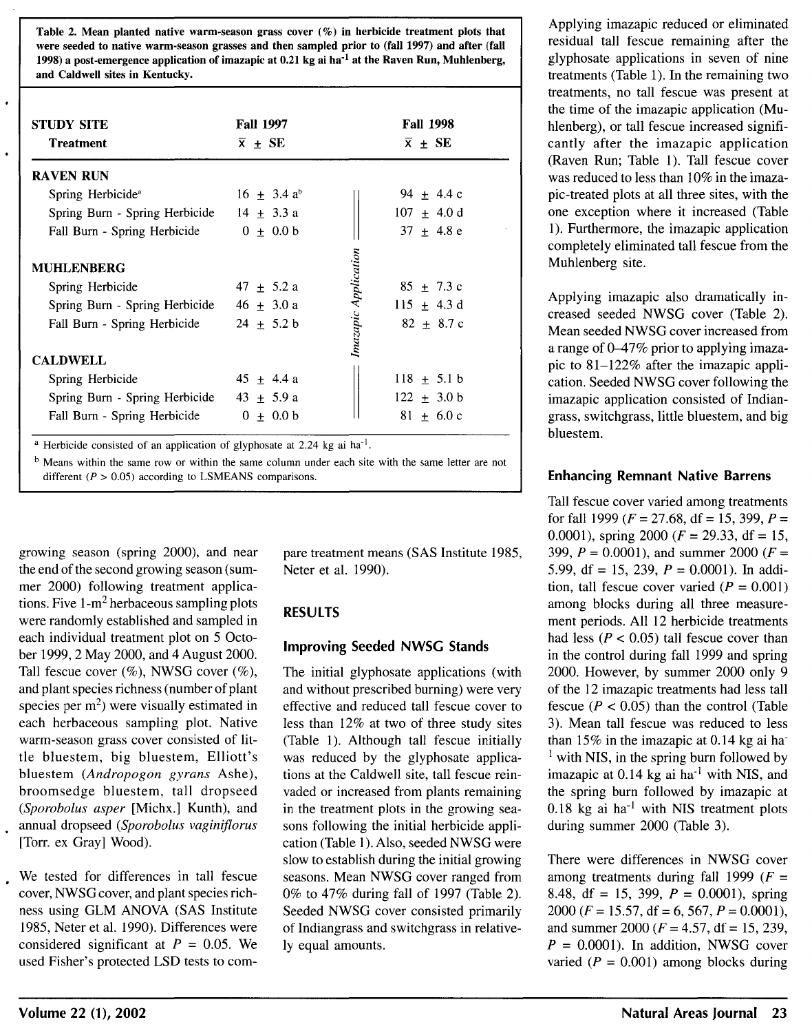**Table 2. Mean planted native warm-season grass cover (%) in herbicide treatment plots that were seeded to native warm-season grasses and then sampled prior to (fall 1997) and after (fall 1998) a post-emergence application of imazapic at 0.21 kg ai ha$^{-1}$ at the Raven Run, Muhlenberg, and Caldwell sites in Kentucky.**

| STUDY SITE / Treatment | Fall 1997 $\bar{x} \pm$ SE | | Fall 1998 $\bar{x} \pm$ SE |
|---|---|---|---|
| **RAVEN RUN** | | *Imazapic Application* | |
| Spring Herbicide[a] | 16 ± 3.4 a[b] | | 94 ± 4.4 c |
| Spring Burn - Spring Herbicide | 14 ± 3.3 a | | 107 ± 4.0 d |
| Fall Burn - Spring Herbicide | 0 ± 0.0 b | | 37 ± 4.8 e |
| **MUHLENBERG** | | | |
| Spring Herbicide | 47 ± 5.2 a | | 85 ± 7.3 c |
| Spring Burn - Spring Herbicide | 46 ± 3.0 a | | 115 ± 4.3 d |
| Fall Burn - Spring Herbicide | 24 ± 5.2 b | | 82 ± 8.7 c |
| **CALDWELL** | | | |
| Spring Herbicide | 45 ± 4.4 a | | 118 ± 5.1 b |
| Spring Burn - Spring Herbicide | 43 ± 5.9 a | | 122 ± 3.0 b |
| Fall Burn - Spring Herbicide | 0 ± 0.0 b | | 81 ± 6.0 c |

[a] Herbicide consisted of an application of glyphosate at 2.24 kg ai ha$^{-1}$.

[b] Means within the same row or within the same column under each site with the same letter are not different ($P > 0.05$) according to LSMEANS comparisons.

growing season (spring 2000), and near the end of the second growing season (summer 2000) following treatment applications. Five 1-m$^2$ herbaceous sampling plots were randomly established and sampled in each individual treatment plot on 5 October 1999, 2 May 2000, and 4 August 2000. Tall fescue cover (%), NWSG cover (%), and plant species richness (number of plant species per m$^2$) were visually estimated in each herbaceous sampling plot. Native warm-season grass cover consisted of little bluestem, big bluestem, Elliott's bluestem (*Andropogon gyrans* Ashe), broomsedge bluestem, tall dropseed (*Sporobolus asper* [Michx.] Kunth), and annual dropseed (*Sporobolus vaginiflorus* [Torr. ex Gray] Wood).

We tested for differences in tall fescue cover, NWSG cover, and plant species richness using GLM ANOVA (SAS Institute 1985, Neter et al. 1990). Differences were considered significant at $P = 0.05$. We used Fisher's protected LSD tests to compare treatment means (SAS Institute 1985, Neter et al. 1990).

## RESULTS

### Improving Seeded NWSG Stands

The initial glyphosate applications (with and without prescribed burning) were very effective and reduced tall fescue cover to less than 12% at two of three study sites (Table 1). Although tall fescue initially was reduced by the glyphosate applications at the Caldwell site, tall fescue reinvaded or increased from plants remaining in the treatment plots in the growing seasons following the initial herbicide application (Table 1). Also, seeded NWSG were slow to establish during the initial growing seasons. Mean NWSG cover ranged from 0% to 47% during fall of 1997 (Table 2). Seeded NWSG cover consisted primarily of Indiangrass and switchgrass in relatively equal amounts.

Applying imazapic reduced or eliminated residual tall fescue remaining after the glyphosate applications in seven of nine treatments (Table 1). In the remaining two treatments, no tall fescue was present at the time of the imazapic application (Muhlenberg), or tall fescue increased significantly after the imazapic application (Raven Run; Table 1). Tall fescue cover was reduced to less than 10% in the imazapic-treated plots at all three sites, with the one exception where it increased (Table 1). Furthermore, the imazapic application completely eliminated tall fescue from the Muhlenberg site.

Applying imazapic also dramatically increased seeded NWSG cover (Table 2). Mean seeded NWSG cover increased from a range of 0–47% prior to applying imazapic to 81–122% after the imazapic application. Seeded NWSG cover following the imazapic application consisted of Indiangrass, switchgrass, little bluestem, and big bluestem.

### Enhancing Remnant Native Barrens

Tall fescue cover varied among treatments for fall 1999 ($F = 27.68$, df = 15, 399, $P = 0.0001$), spring 2000 ($F = 29.33$, df = 15, 399, $P = 0.0001$), and summer 2000 ($F = 5.99$, df = 15, 239, $P = 0.0001$). In addition, tall fescue cover varied ($P = 0.001$) among blocks during all three measurement periods. All 12 herbicide treatments had less ($P < 0.05$) tall fescue cover than in the control during fall 1999 and spring 2000. However, by summer 2000 only 9 of the 12 imazapic treatments had less tall fescue ($P < 0.05$) than the control (Table 3). Mean tall fescue was reduced to less than 15% in the imazapic at 0.14 kg ai ha$^{-1}$ with NIS, in the spring burn followed by imazapic at 0.14 kg ai ha$^{-1}$ with NIS, and the spring burn followed by imazapic at 0.18 kg ai ha$^{-1}$ with NIS treatment plots during summer 2000 (Table 3).

There were differences in NWSG cover among treatments during fall 1999 ($F = 8.48$, df = 15, 399, $P = 0.0001$), spring 2000 ($F = 15.57$, df = 6, 567, $P = 0.0001$), and summer 2000 ($F = 4.57$, df = 15, 239, $P = 0.0001$). In addition, NWSG cover varied ($P = 0.001$) among blocks during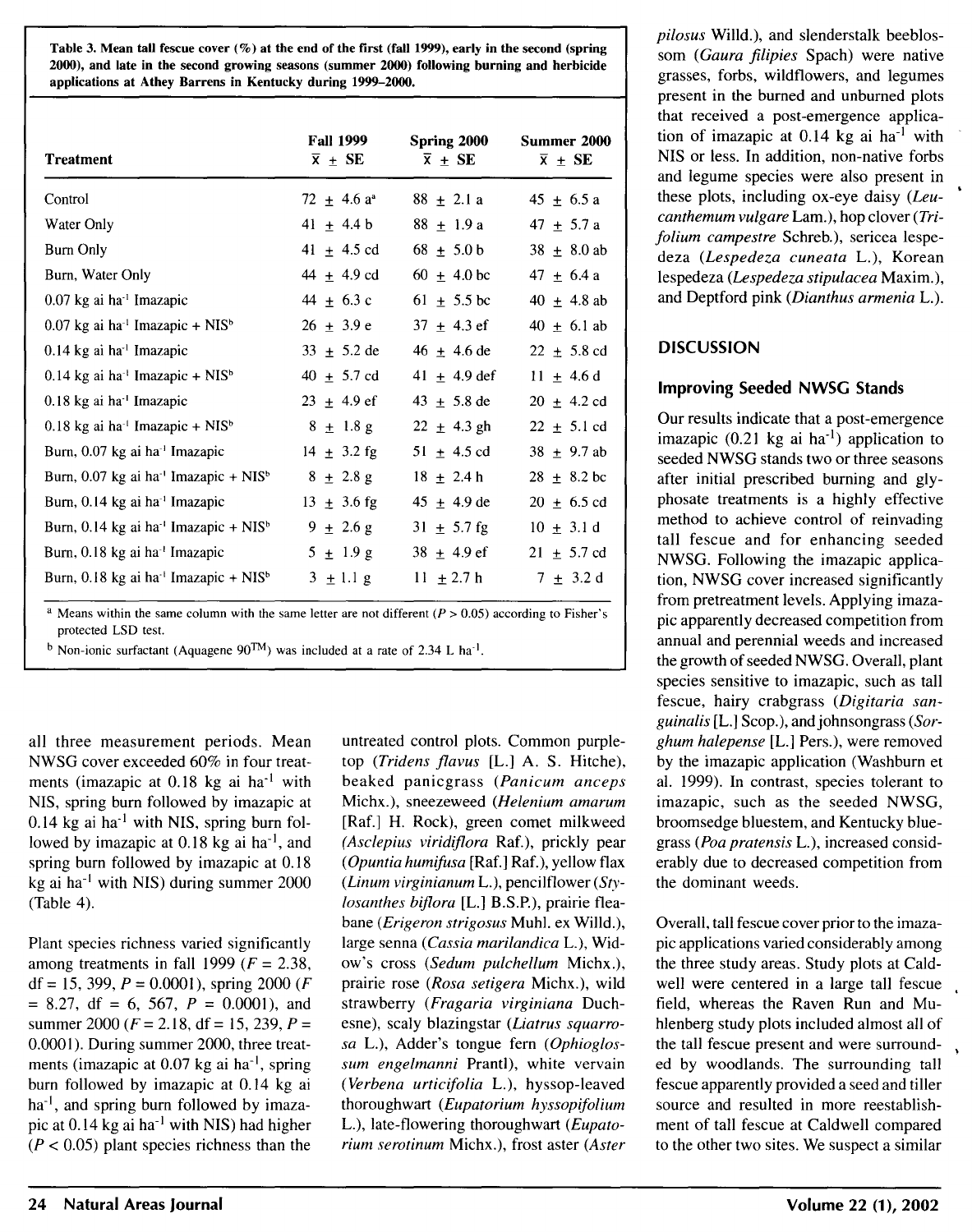Table 3. Mean tall fescue cover (%) at the end of the first (fall 1999), early in the second (spring 2000), and late in the second growing seasons (summer 2000) following burning and herbicide applications at Athey Barrens in Kentucky during 1999–2000.

| Treatment | Fall 1999 $\bar{x} \pm$ SE | Spring 2000 $\bar{x} \pm$ SE | Summer 2000 $\bar{x} \pm$ SE |
|---|---|---|---|
| Control | 72 ± 4.6 a[a] | 88 ± 2.1 a | 45 ± 6.5 a |
| Water Only | 41 ± 4.4 b | 88 ± 1.9 a | 47 ± 5.7 a |
| Burn Only | 41 ± 4.5 cd | 68 ± 5.0 b | 38 ± 8.0 ab |
| Burn, Water Only | 44 ± 4.9 cd | 60 ± 4.0 bc | 47 ± 6.4 a |
| 0.07 kg ai ha$^{-1}$ Imazapic | 44 ± 6.3 c | 61 ± 5.5 bc | 40 ± 4.8 ab |
| 0.07 kg ai ha$^{-1}$ Imazapic + NIS[b] | 26 ± 3.9 e | 37 ± 4.3 ef | 40 ± 6.1 ab |
| 0.14 kg ai ha$^{-1}$ Imazapic | 33 ± 5.2 de | 46 ± 4.6 de | 22 ± 5.8 cd |
| 0.14 kg ai ha$^{-1}$ Imazapic + NIS[b] | 40 ± 5.7 cd | 41 ± 4.9 def | 11 ± 4.6 d |
| 0.18 kg ai ha$^{-1}$ Imazapic | 23 ± 4.9 ef | 43 ± 5.8 de | 20 ± 4.2 cd |
| 0.18 kg ai ha$^{-1}$ Imazapic + NIS[b] | 8 ± 1.8 g | 22 ± 4.3 gh | 22 ± 5.1 cd |
| Burn, 0.07 kg ai ha$^{-1}$ Imazapic | 14 ± 3.2 fg | 51 ± 4.5 cd | 38 ± 9.7 ab |
| Burn, 0.07 kg ai ha$^{-1}$ Imazapic + NIS[b] | 8 ± 2.8 g | 18 ± 2.4 h | 28 ± 8.2 bc |
| Burn, 0.14 kg ai ha$^{-1}$ Imazapic | 13 ± 3.6 fg | 45 ± 4.9 de | 20 ± 6.5 cd |
| Burn, 0.14 kg ai ha$^{-1}$ Imazapic + NIS[b] | 9 ± 2.6 g | 31 ± 5.7 fg | 10 ± 3.1 d |
| Burn, 0.18 kg ai ha$^{-1}$ Imazapic | 5 ± 1.9 g | 38 ± 4.9 ef | 21 ± 5.7 cd |
| Burn, 0.18 kg ai ha$^{-1}$ Imazapic + NIS[b] | 3 ± 1.1 g | 11 ± 2.7 h | 7 ± 3.2 d |

[a] Means within the same column with the same letter are not different ($P > 0.05$) according to Fisher's protected LSD test.

[b] Non-ionic surfactant (Aquagene 90™) was included at a rate of 2.34 L ha$^{-1}$.

all three measurement periods. Mean NWSG cover exceeded 60% in four treatments (imazapic at 0.18 kg ai ha$^{-1}$ with NIS, spring burn followed by imazapic at 0.14 kg ai ha$^{-1}$ with NIS, spring burn followed by imazapic at 0.18 kg ai ha$^{-1}$, and spring burn followed by imazapic at 0.18 kg ai ha$^{-1}$ with NIS) during summer 2000 (Table 4).

Plant species richness varied significantly among treatments in fall 1999 ($F = 2.38$, df = 15, 399, $P = 0.0001$), spring 2000 ($F = 8.27$, df = 6, 567, $P = 0.0001$), and summer 2000 ($F = 2.18$, df = 15, 239, $P = 0.0001$). During summer 2000, three treatments (imazapic at 0.07 kg ai ha$^{-1}$, spring burn followed by imazapic at 0.14 kg ai ha$^{-1}$, and spring burn followed by imazapic at 0.14 kg ai ha$^{-1}$ with NIS) had higher ($P < 0.05$) plant species richness than the untreated control plots. Common purpletop (*Tridens flavus* [L.] A. S. Hitchc.), beaked panicgrass (*Panicum anceps* Michx.), sneezeweed (*Helenium amarum* [Raf.] H. Rock), green comet milkweed (*Asclepius viridiflora* Raf.), prickly pear (*Opuntia humifusa* [Raf.] Raf.), yellow flax (*Linum virginianum* L.), pencilflower (*Stylosanthes biflora* [L.] B.S.P.), prairie fleabane (*Erigeron strigosus* Muhl. ex Willd.), large senna (*Cassia marilandica* L.), Widow's cross (*Sedum pulchellum* Michx.), prairie rose (*Rosa setigera* Michx.), wild strawberry (*Fragaria virginiana* Duchesne), scaly blazingstar (*Liatrus squarrosa* L.), Adder's tongue fern (*Ophioglossum engelmanni* Prantl), white vervain (*Verbena urticifolia* L.), hyssop-leaved thoroughwart (*Eupatorium hyssopifolium* L.), late-flowering thoroughwart (*Eupatorium serotinum* Michx.), frost aster (*Aster pilosus* Willd.), and slenderstalk beeblossom (*Gaura filipies* Spach) were native grasses, forbs, wildflowers, and legumes present in the burned and unburned plots that received a post-emergence application of imazapic at 0.14 kg ai ha$^{-1}$ with NIS or less. In addition, non-native forbs and legume species were also present in these plots, including ox-eye daisy (*Leucanthemum vulgare* Lam.), hop clover (*Trifolium campestre* Schreb.), sericea lespedeza (*Lespedeza cuneata* L.), Korean lespedeza (*Lespedeza stipulacea* Maxim.), and Deptford pink (*Dianthus armenia* L.).

## DISCUSSION

### Improving Seeded NWSG Stands

Our results indicate that a post-emergence imazapic (0.21 kg ai ha$^{-1}$) application to seeded NWSG stands two or three seasons after initial prescribed burning and glyphosate treatments is a highly effective method to achieve control of reinvading tall fescue and for enhancing seeded NWSG. Following the imazapic application, NWSG cover increased significantly from pretreatment levels. Applying imazapic apparently decreased competition from annual and perennial weeds and increased the growth of seeded NWSG. Overall, plant species sensitive to imazapic, such as tall fescue, hairy crabgrass (*Digitaria sanguinalis* [L.] Scop.), and johnsongrass (*Sorghum halepense* [L.] Pers.), were removed by the imazapic application (Washburn et al. 1999). In contrast, species tolerant to imazapic, such as the seeded NWSG, broomsedge bluestem, and Kentucky bluegrass (*Poa pratensis* L.), increased considerably due to decreased competition from the dominant weeds.

Overall, tall fescue cover prior to the imazapic applications varied considerably among the three study areas. Study plots at Caldwell were centered in a large tall fescue field, whereas the Raven Run and Muhlenberg study plots included almost all of the tall fescue present and were surrounded by woodlands. The surrounding tall fescue apparently provided a seed and tiller source and resulted in more reestablishment of tall fescue at Caldwell compared to the other two sites. We suspect a similar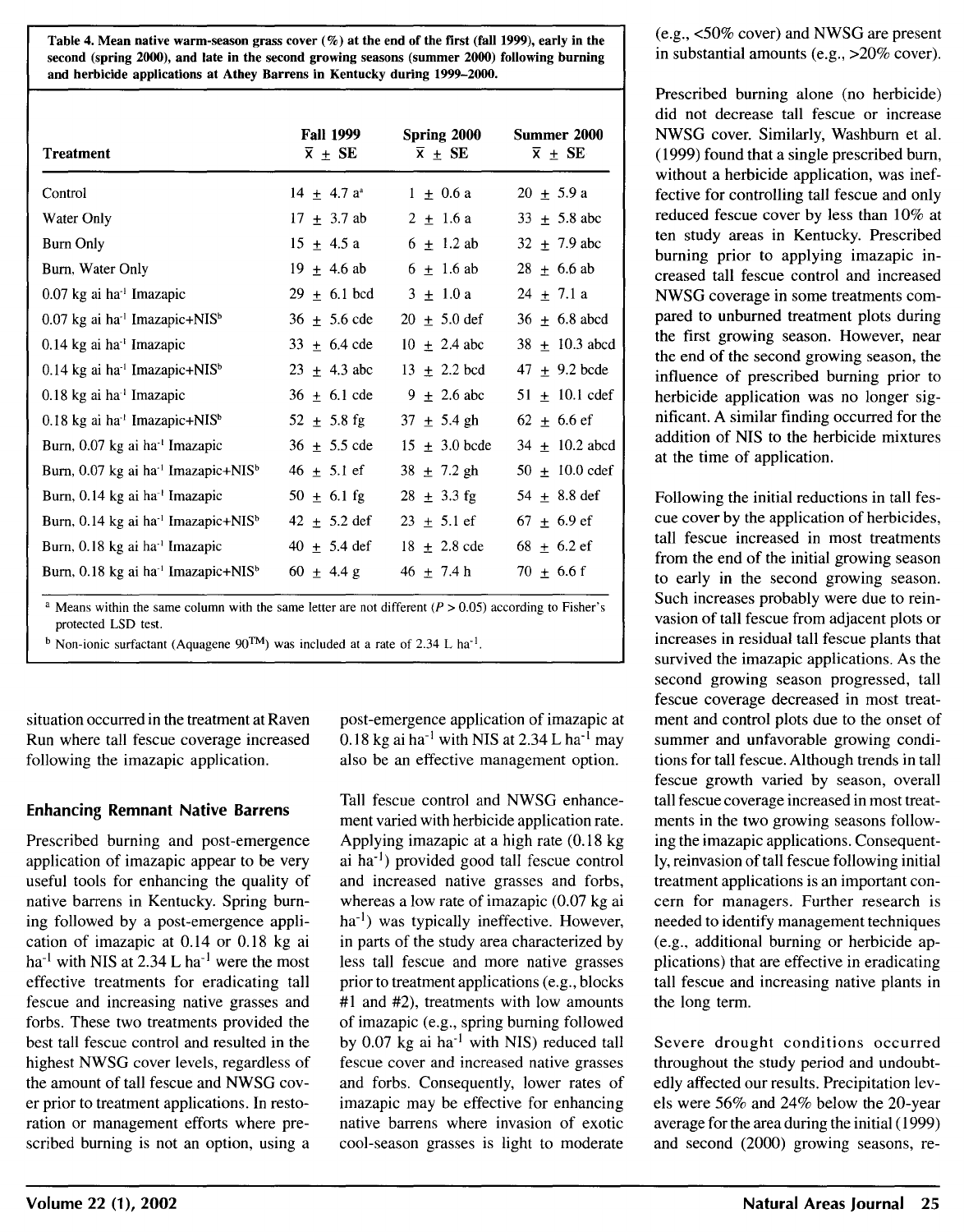**Table 4. Mean native warm-season grass cover (%) at the end of the first (fall 1999), early in the second (spring 2000), and late in the second growing seasons (summer 2000) following burning and herbicide applications at Athey Barrens in Kentucky during 1999–2000.**

| Treatment | Fall 1999 $\bar{x} \pm$ SE | Spring 2000 $\bar{x} \pm$ SE | Summer 2000 $\bar{x} \pm$ SE |
|---|---|---|---|
| Control | 14 ± 4.7 a[a] | 1 ± 0.6 a | 20 ± 5.9 a |
| Water Only | 17 ± 3.7 ab | 2 ± 1.6 a | 33 ± 5.8 abc |
| Burn Only | 15 ± 4.5 a | 6 ± 1.2 ab | 32 ± 7.9 abc |
| Burn, Water Only | 19 ± 4.6 ab | 6 ± 1.6 ab | 28 ± 6.6 ab |
| 0.07 kg ai ha$^{-1}$ Imazapic | 29 ± 6.1 bcd | 3 ± 1.0 a | 24 ± 7.1 a |
| 0.07 kg ai ha$^{-1}$ Imazapic+NIS[b] | 36 ± 5.6 cde | 20 ± 5.0 def | 36 ± 6.8 abcd |
| 0.14 kg ai ha$^{-1}$ Imazapic | 33 ± 6.4 cde | 10 ± 2.4 abc | 38 ± 10.3 abcd |
| 0.14 kg ai ha$^{-1}$ Imazapic+NIS[b] | 23 ± 4.3 abc | 13 ± 2.2 bcd | 47 ± 9.2 bcde |
| 0.18 kg ai ha$^{-1}$ Imazapic | 36 ± 6.1 cde | 9 ± 2.6 abc | 51 ± 10.1 cdef |
| 0.18 kg ai ha$^{-1}$ Imazapic+NIS[b] | 52 ± 5.8 fg | 37 ± 5.4 gh | 62 ± 6.6 ef |
| Burn, 0.07 kg ai ha$^{-1}$ Imazapic | 36 ± 5.5 cde | 15 ± 3.0 bcde | 34 ± 10.2 abcd |
| Burn, 0.07 kg ai ha$^{-1}$ Imazapic+NIS[b] | 46 ± 5.1 ef | 38 ± 7.2 gh | 50 ± 10.0 cdef |
| Burn, 0.14 kg ai ha$^{-1}$ Imazapic | 50 ± 6.1 fg | 28 ± 3.3 fg | 54 ± 8.8 def |
| Burn, 0.14 kg ai ha$^{-1}$ Imazapic+NIS[b] | 42 ± 5.2 def | 23 ± 5.1 ef | 67 ± 6.9 ef |
| Burn, 0.18 kg ai ha$^{-1}$ Imazapic | 40 ± 5.4 def | 18 ± 2.8 cde | 68 ± 6.2 ef |
| Burn, 0.18 kg ai ha$^{-1}$ Imazapic+NIS[b] | 60 ± 4.4 g | 46 ± 7.4 h | 70 ± 6.6 f |

[a] Means within the same column with the same letter are not different ($P > 0.05$) according to Fisher's protected LSD test.

[b] Non-ionic surfactant (Aquagene 90™) was included at a rate of 2.34 L ha$^{-1}$.

situation occurred in the treatment at Raven Run where tall fescue coverage increased following the imazapic application.

## Enhancing Remnant Native Barrens

Prescribed burning and post-emergence application of imazapic appear to be very useful tools for enhancing the quality of native barrens in Kentucky. Spring burning followed by a post-emergence application of imazapic at 0.14 or 0.18 kg ai ha$^{-1}$ with NIS at 2.34 L ha$^{-1}$ were the most effective treatments for eradicating tall fescue and increasing native grasses and forbs. These two treatments provided the best tall fescue control and resulted in the highest NWSG cover levels, regardless of the amount of tall fescue and NWSG cover prior to treatment applications. In restoration or management efforts where prescribed burning is not an option, using a post-emergence application of imazapic at 0.18 kg ai ha$^{-1}$ with NIS at 2.34 L ha$^{-1}$ may also be an effective management option.

Tall fescue control and NWSG enhancement varied with herbicide application rate. Applying imazapic at a high rate (0.18 kg ai ha$^{-1}$) provided good tall fescue control and increased native grasses and forbs, whereas a low rate of imazapic (0.07 kg ai ha$^{-1}$) was typically ineffective. However, in parts of the study area characterized by less tall fescue and more native grasses prior to treatment applications (e.g., blocks #1 and #2), treatments with low amounts of imazapic (e.g., spring burning followed by 0.07 kg ai ha$^{-1}$ with NIS) reduced tall fescue cover and increased native grasses and forbs. Consequently, lower rates of imazapic may be effective for enhancing native barrens where invasion of exotic cool-season grasses is light to moderate (e.g., <50% cover) and NWSG are present in substantial amounts (e.g., >20% cover).

Prescribed burning alone (no herbicide) did not decrease tall fescue or increase NWSG cover. Similarly, Washburn et al. (1999) found that a single prescribed burn, without a herbicide application, was ineffective for controlling tall fescue and only reduced fescue cover by less than 10% at ten study areas in Kentucky. Prescribed burning prior to applying imazapic increased tall fescue control and increased NWSG coverage in some treatments compared to unburned treatment plots during the first growing season. However, near the end of the second growing season, the influence of prescribed burning prior to herbicide application was no longer significant. A similar finding occurred for the addition of NIS to the herbicide mixtures at the time of application.

Following the initial reductions in tall fescue cover by the application of herbicides, tall fescue increased in most treatments from the end of the initial growing season to early in the second growing season. Such increases probably were due to reinvasion of tall fescue from adjacent plots or increases in residual tall fescue plants that survived the imazapic applications. As the second growing season progressed, tall fescue coverage decreased in most treatment and control plots due to the onset of summer and unfavorable growing conditions for tall fescue. Although trends in tall fescue growth varied by season, overall tall fescue coverage increased in most treatments in the two growing seasons following the imazapic applications. Consequently, reinvasion of tall fescue following initial treatment applications is an important concern for managers. Further research is needed to identify management techniques (e.g., additional burning or herbicide applications) that are effective in eradicating tall fescue and increasing native plants in the long term.

Severe drought conditions occurred throughout the study period and undoubtedly affected our results. Precipitation levels were 56% and 24% below the 20-year average for the area during the initial (1999) and second (2000) growing seasons, re-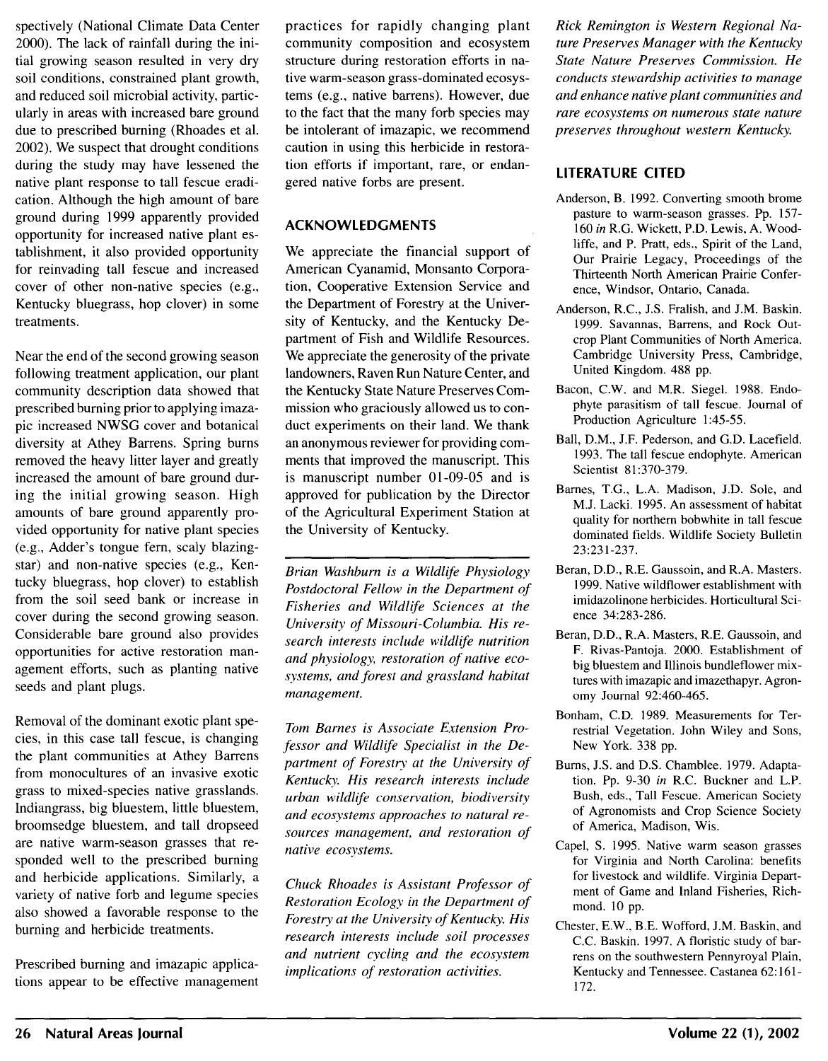spectively (National Climate Data Center 2000). The lack of rainfall during the initial growing season resulted in very dry soil conditions, constrained plant growth, and reduced soil microbial activity, particularly in areas with increased bare ground due to prescribed burning (Rhoades et al. 2002). We suspect that drought conditions during the study may have lessened the native plant response to tall fescue eradication. Although the high amount of bare ground during 1999 apparently provided opportunity for increased native plant establishment, it also provided opportunity for reinvading tall fescue and increased cover of other non-native species (e.g., Kentucky bluegrass, hop clover) in some treatments.

Near the end of the second growing season following treatment application, our plant community description data showed that prescribed burning prior to applying imazapic increased NWSG cover and botanical diversity at Athey Barrens. Spring burns removed the heavy litter layer and greatly increased the amount of bare ground during the initial growing season. High amounts of bare ground apparently provided opportunity for native plant species (e.g., Adder's tongue fern, scaly blazingstar) and non-native species (e.g., Kentucky bluegrass, hop clover) to establish from the soil seed bank or increase in cover during the second growing season. Considerable bare ground also provides opportunities for active restoration management efforts, such as planting native seeds and plant plugs.

Removal of the dominant exotic plant species, in this case tall fescue, is changing the plant communities at Athey Barrens from monocultures of an invasive exotic grass to mixed-species native grasslands. Indiangrass, big bluestem, little bluestem, broomsedge bluestem, and tall dropseed are native warm-season grasses that responded well to the prescribed burning and herbicide applications. Similarly, a variety of native forb and legume species also showed a favorable response to the burning and herbicide treatments.

Prescribed burning and imazapic applications appear to be effective management practices for rapidly changing plant community composition and ecosystem structure during restoration efforts in native warm-season grass-dominated ecosystems (e.g., native barrens). However, due to the fact that the many forb species may be intolerant of imazapic, we recommend caution in using this herbicide in restoration efforts if important, rare, or endangered native forbs are present.

## ACKNOWLEDGMENTS

We appreciate the financial support of American Cyanamid, Monsanto Corporation, Cooperative Extension Service and the Department of Forestry at the University of Kentucky, and the Kentucky Department of Fish and Wildlife Resources. We appreciate the generosity of the private landowners, Raven Run Nature Center, and the Kentucky State Nature Preserves Commission who graciously allowed us to conduct experiments on their land. We thank an anonymous reviewer for providing comments that improved the manuscript. This is manuscript number 01-09-05 and is approved for publication by the Director of the Agricultural Experiment Station at the University of Kentucky.

---

*Brian Washburn is a Wildlife Physiology Postdoctoral Fellow in the Department of Fisheries and Wildlife Sciences at the University of Missouri-Columbia. His research interests include wildlife nutrition and physiology, restoration of native ecosystems, and forest and grassland habitat management.*

*Tom Barnes is Associate Extension Professor and Wildlife Specialist in the Department of Forestry at the University of Kentucky. His research interests include urban wildlife conservation, biodiversity and ecosystems approaches to natural resources management, and restoration of native ecosystems.*

*Chuck Rhoades is Assistant Professor of Restoration Ecology in the Department of Forestry at the University of Kentucky. His research interests include soil processes and nutrient cycling and the ecosystem implications of restoration activities.*

*Rick Remington is Western Regional Nature Preserves Manager with the Kentucky State Nature Preserves Commission. He conducts stewardship activities to manage and enhance native plant communities and rare ecosystems on numerous state nature preserves throughout western Kentucky.*

## LITERATURE CITED

Anderson, B. 1992. Converting smooth brome pasture to warm-season grasses. Pp. 157-160 *in* R.G. Wickett, P.D. Lewis, A. Woodliffe, and P. Pratt, eds., Spirit of the Land, Our Prairie Legacy, Proceedings of the Thirteenth North American Prairie Conference, Windsor, Ontario, Canada.

Anderson, R.C., J.S. Fralish, and J.M. Baskin. 1999. Savannas, Barrens, and Rock Outcrop Plant Communities of North America. Cambridge University Press, Cambridge, United Kingdom. 488 pp.

Bacon, C.W. and M.R. Siegel. 1988. Endophyte parasitism of tall fescue. Journal of Production Agriculture 1:45-55.

Ball, D.M., J.F. Pederson, and G.D. Lacefield. 1993. The tall fescue endophyte. American Scientist 81:370-379.

Barnes, T.G., L.A. Madison, J.D. Sole, and M.J. Lacki. 1995. An assessment of habitat quality for northern bobwhite in tall fescue dominated fields. Wildlife Society Bulletin 23:231-237.

Beran, D.D., R.E. Gaussoin, and R.A. Masters. 1999. Native wildflower establishment with imidazolinone herbicides. Horticultural Science 34:283-286.

Beran, D.D., R.A. Masters, R.E. Gaussoin, and F. Rivas-Pantoja. 2000. Establishment of big bluestem and Illinois bundleflower mixtures with imazapic and imazethapyr. Agronomy Journal 92:460-465.

Bonham, C.D. 1989. Measurements for Terrestrial Vegetation. John Wiley and Sons, New York. 338 pp.

Burns, J.S. and D.S. Chamblee. 1979. Adaptation. Pp. 9-30 *in* R.C. Buckner and L.P. Bush, eds., Tall Fescue. American Society of Agronomists and Crop Science Society of America, Madison, Wis.

Capel, S. 1995. Native warm season grasses for Virginia and North Carolina: benefits for livestock and wildlife. Virginia Department of Game and Inland Fisheries, Richmond. 10 pp.

Chester, E.W., B.E. Wofford, J.M. Baskin, and C.C. Baskin. 1997. A floristic study of barrens on the southwestern Pennyroyal Plain, Kentucky and Tennessee. Castanea 62:161-172.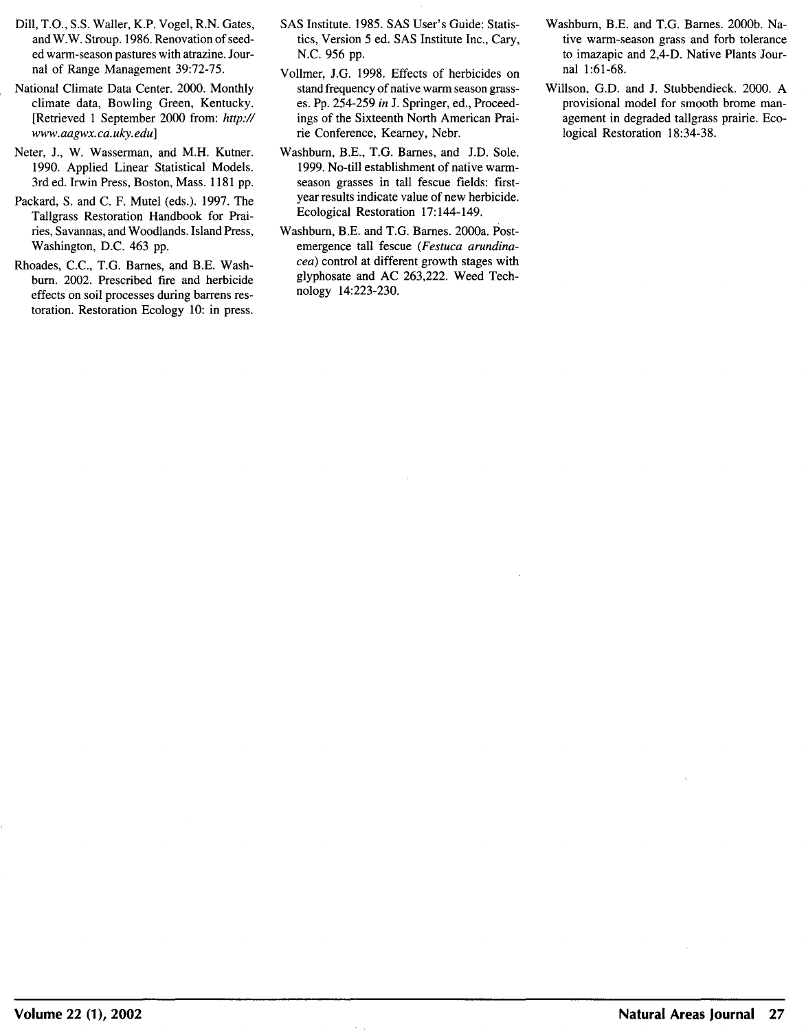Dill, T.O., S.S. Waller, K.P. Vogel, R.N. Gates, and W.W. Stroup. 1986. Renovation of seeded warm-season pastures with atrazine. Journal of Range Management 39:72-75.

National Climate Data Center. 2000. Monthly climate data, Bowling Green, Kentucky. [Retrieved 1 September 2000 from: *http://www.aagwx.ca.uky.edu*]

Neter, J., W. Wasserman, and M.H. Kutner. 1990. Applied Linear Statistical Models. 3rd ed. Irwin Press, Boston, Mass. 1181 pp.

Packard, S. and C. F. Mutel (eds.). 1997. The Tallgrass Restoration Handbook for Prairies, Savannas, and Woodlands. Island Press, Washington, D.C. 463 pp.

Rhoades, C.C., T.G. Barnes, and B.E. Washburn. 2002. Prescribed fire and herbicide effects on soil processes during barrens restoration. Restoration Ecology 10: in press.

SAS Institute. 1985. SAS User's Guide: Statistics, Version 5 ed. SAS Institute Inc., Cary, N.C. 956 pp.

Vollmer, J.G. 1998. Effects of herbicides on stand frequency of native warm season grasses. Pp. 254-259 *in* J. Springer, ed., Proceedings of the Sixteenth North American Prairie Conference, Kearney, Nebr.

Washburn, B.E., T.G. Barnes, and J.D. Sole. 1999. No-till establishment of native warm-season grasses in tall fescue fields: first-year results indicate value of new herbicide. Ecological Restoration 17:144-149.

Washburn, B.E. and T.G. Barnes. 2000a. Post-emergence tall fescue (*Festuca arundinacea*) control at different growth stages with glyphosate and AC 263,222. Weed Technology 14:223-230.

Washburn, B.E. and T.G. Barnes. 2000b. Native warm-season grass and forb tolerance to imazapic and 2,4-D. Native Plants Journal 1:61-68.

Willson, G.D. and J. Stubbendieck. 2000. A provisional model for smooth brome management in degraded tallgrass prairie. Ecological Restoration 18:34-38.